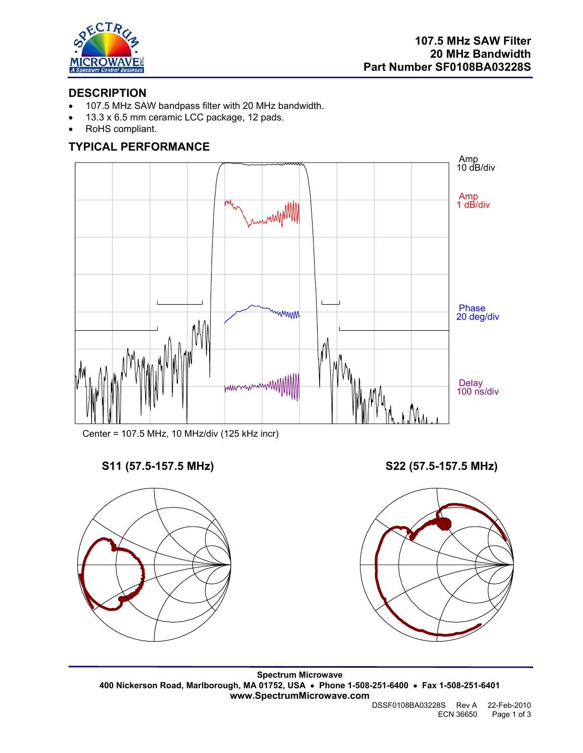# 107.5 MHz SAW Filter
# 20 MHz Bandwidth
# Part Number SF0108BA03228S

## DESCRIPTION

- 107.5 MHz SAW bandpass filter with 20 MHz bandwidth.
- 13.3 x 6.5 mm ceramic LCC package, 12 pads.
- RoHS compliant.

## TYPICAL PERFORMANCE

Amp 10 dB/div

Amp 1 dB/div

Phase 20 deg/div

Delay 100 ns/div

Center = 107.5 MHz, 10 MHz/div (125 kHz incr)

**S11 (57.5-157.5 MHz)**

**S22 (57.5-157.5 MHz)**

**Spectrum Microwave**
**400 Nickerson Road, Marlborough, MA 01752, USA • Phone 1-508-251-6400 • Fax 1-508-251-6401**
**www.SpectrumMicrowave.com**

DSSF0108BA03228S Rev A 22-Feb-2010
ECN 36650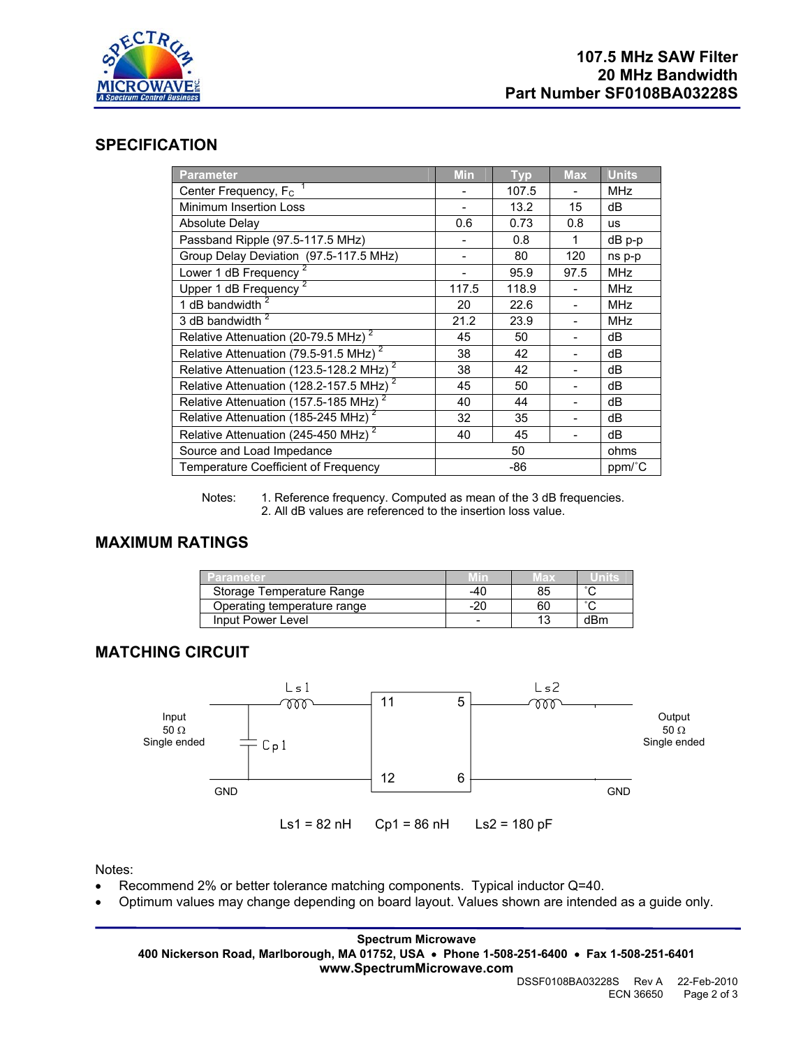**107.5 MHz SAW Filter**
**20 MHz Bandwidth**
**Part Number SF0108BA03228S**

## SPECIFICATION

| Parameter | Min | Typ | Max | Units |
|---|---|---|---|---|
| Center Frequency, $F_C$ [1] | - | 107.5 | - | MHz |
| Minimum Insertion Loss | - | 13.2 | 15 | dB |
| Absolute Delay | 0.6 | 0.73 | 0.8 | us |
| Passband Ripple (97.5-117.5 MHz) | - | 0.8 | 1 | dB p-p |
| Group Delay Deviation (97.5-117.5 MHz) | - | 80 | 120 | ns p-p |
| Lower 1 dB Frequency [2] | - | 95.9 | 97.5 | MHz |
| Upper 1 dB Frequency [2] | 117.5 | 118.9 | - | MHz |
| 1 dB bandwidth [2] | 20 | 22.6 | - | MHz |
| 3 dB bandwidth [2] | 21.2 | 23.9 | - | MHz |
| Relative Attenuation (20-79.5 MHz) [2] | 45 | 50 | - | dB |
| Relative Attenuation (79.5-91.5 MHz) [2] | 38 | 42 | - | dB |
| Relative Attenuation (123.5-128.2 MHz) [2] | 38 | 42 | - | dB |
| Relative Attenuation (128.2-157.5 MHz) [2] | 45 | 50 | - | dB |
| Relative Attenuation (157.5-185 MHz) [2] | 40 | 44 | - | dB |
| Relative Attenuation (185-245 MHz) [2] | 32 | 35 | - | dB |
| Relative Attenuation (245-450 MHz) [2] | 40 | 45 | - | dB |
| Source and Load Impedance | | 50 | | ohms |
| Temperature Coefficient of Frequency | | -86 | | ppm/˚C |

Notes:
1. Reference frequency. Computed as mean of the 3 dB frequencies.
2. All dB values are referenced to the insertion loss value.

## MAXIMUM RATINGS

| Parameter | Min | Max | Units |
|---|---|---|---|
| Storage Temperature Range | -40 | 85 | ˚C |
| Operating temperature range | -20 | 60 | ˚C |
| Input Power Level | - | 13 | dBm |

## MATCHING CIRCUIT

Input 50 Ω Single ended — Cp1 — Ls1 — pins 11, 12 — pins 5, 6 — Ls2 — Output 50 Ω Single ended; GND

Ls1 = 82 nH  Cp1 = 86 nH  Ls2 = 180 pF

Notes:

- Recommend 2% or better tolerance matching components. Typical inductor Q=40.
- Optimum values may change depending on board layout. Values shown are intended as a guide only.

**Spectrum Microwave**
**400 Nickerson Road, Marlborough, MA 01752, USA • Phone 1-508-251-6400 • Fax 1-508-251-6401**
**www.SpectrumMicrowave.com**

DSSF0108BA03228S Rev A 22-Feb-2010
ECN 36650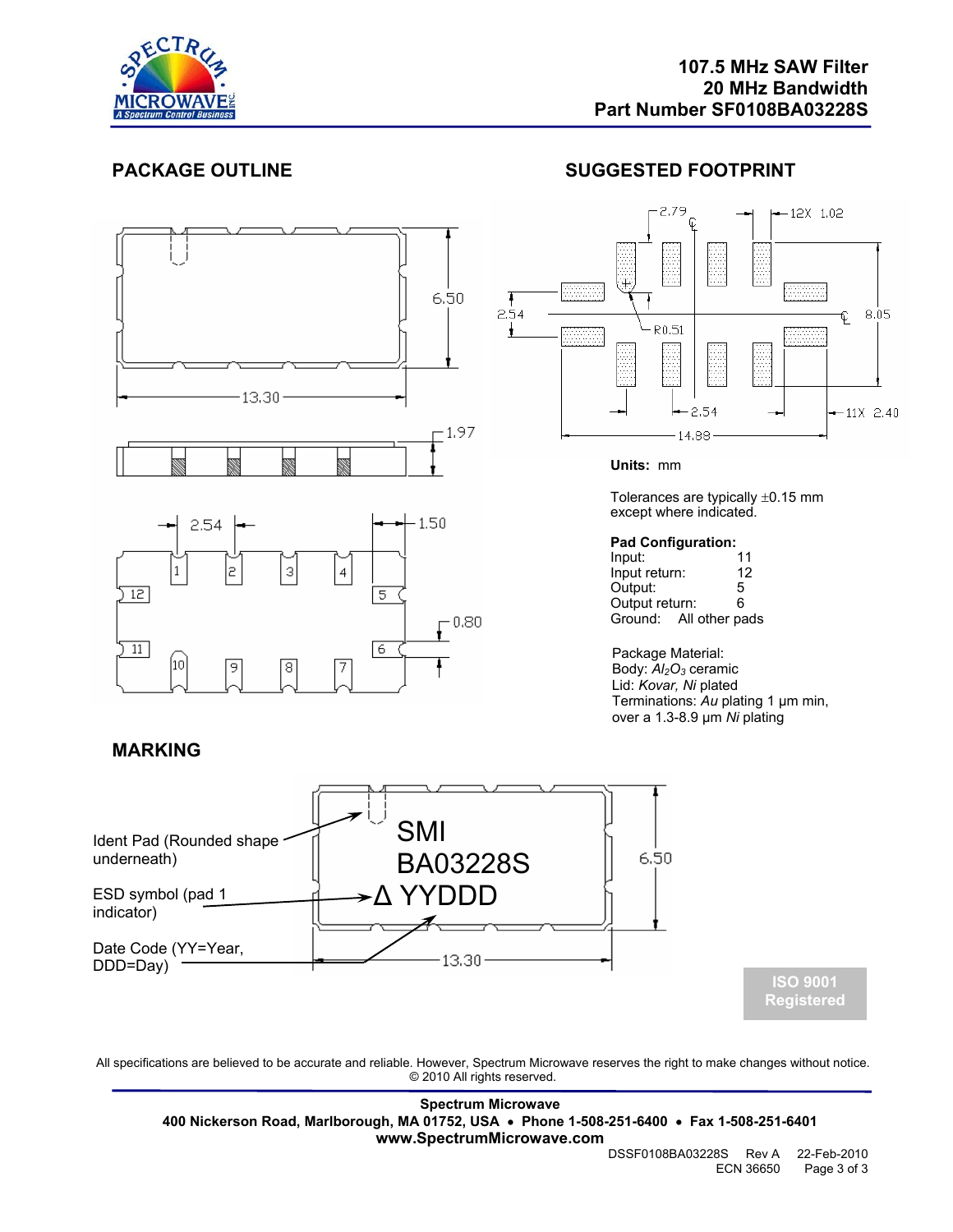107.5 MHz SAW Filter
20 MHz Bandwidth
Part Number SF0108BA03228S

## PACKAGE OUTLINE

6.50
13.30
1.97
2.54
1.50
0.80
1 2 3 4 5 6 7 8 9 10 11 12

## SUGGESTED FOOTPRINT

2.79
12X 1.02
2.54
R0.51
8.05
2.54
11X 2.40
14.88

**Units:** mm

Tolerances are typically ±0.15 mm except where indicated.

**Pad Configuration:**

| | |
|---|---|
| Input: | 11 |
| Input return: | 12 |
| Output: | 5 |
| Output return: | 6 |
| Ground: | All other pads |

Package Material:
Body: $Al_2O_3$ ceramic
Lid: *Kovar, Ni* plated
Terminations: *Au* plating 1 µm min, over a 1.3-8.9 µm *Ni* plating

## MARKING

SMI
BA03228S
Δ YYDDD

6.50
13.30

Ident Pad (Rounded shape underneath)

ESD symbol (pad 1 indicator)

Date Code (YY=Year, DDD=Day)

ISO 9001 Registered

All specifications are believed to be accurate and reliable. However, Spectrum Microwave reserves the right to make changes without notice.
© 2010 All rights reserved.

**Spectrum Microwave**
**400 Nickerson Road, Marlborough, MA 01752, USA • Phone 1-508-251-6400 • Fax 1-508-251-6401**
**www.SpectrumMicrowave.com**

DSSF0108BA03228S Rev A 22-Feb-2010
ECN 36650